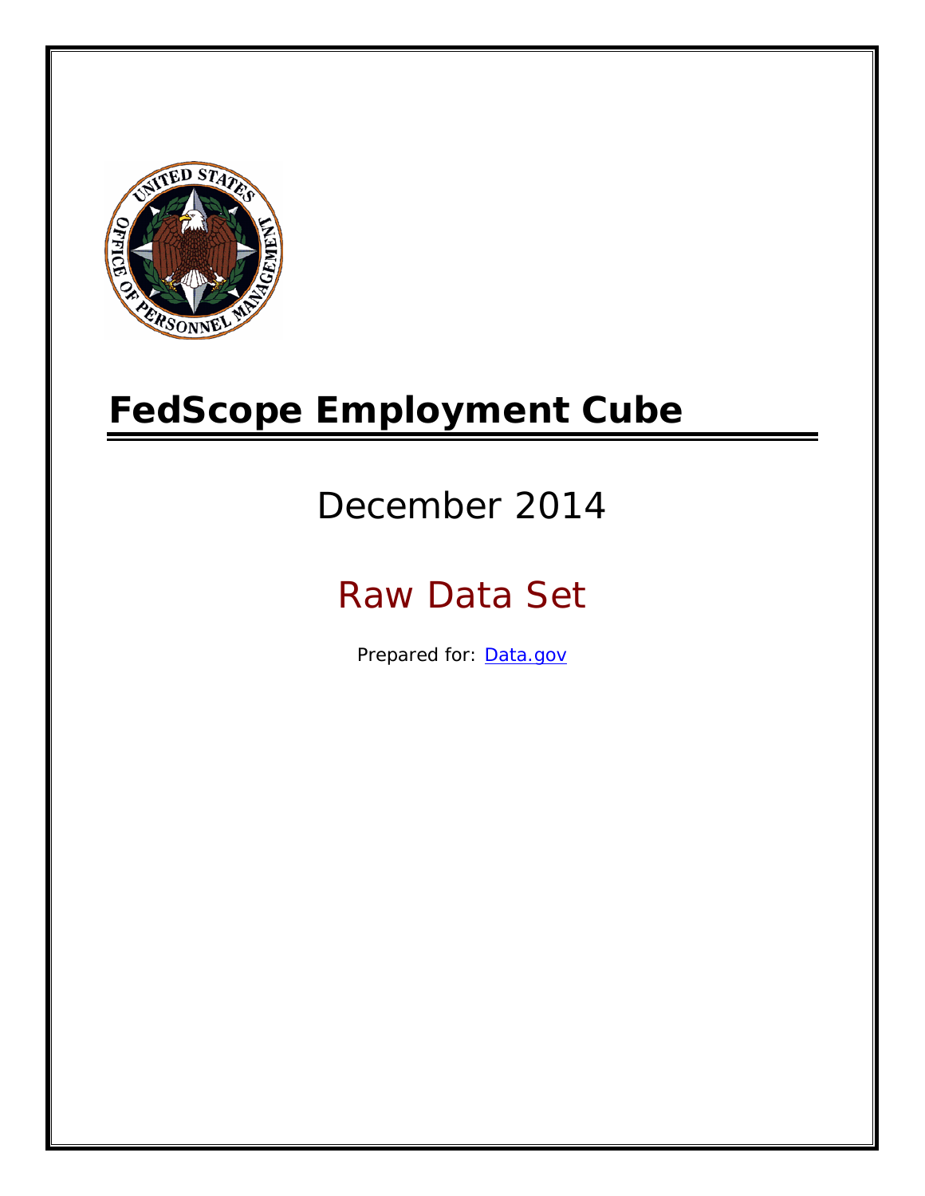# FedScope Employment Cube

## December 2014

## Raw Data Set

Prepared for: [Data.gov](Data.gov)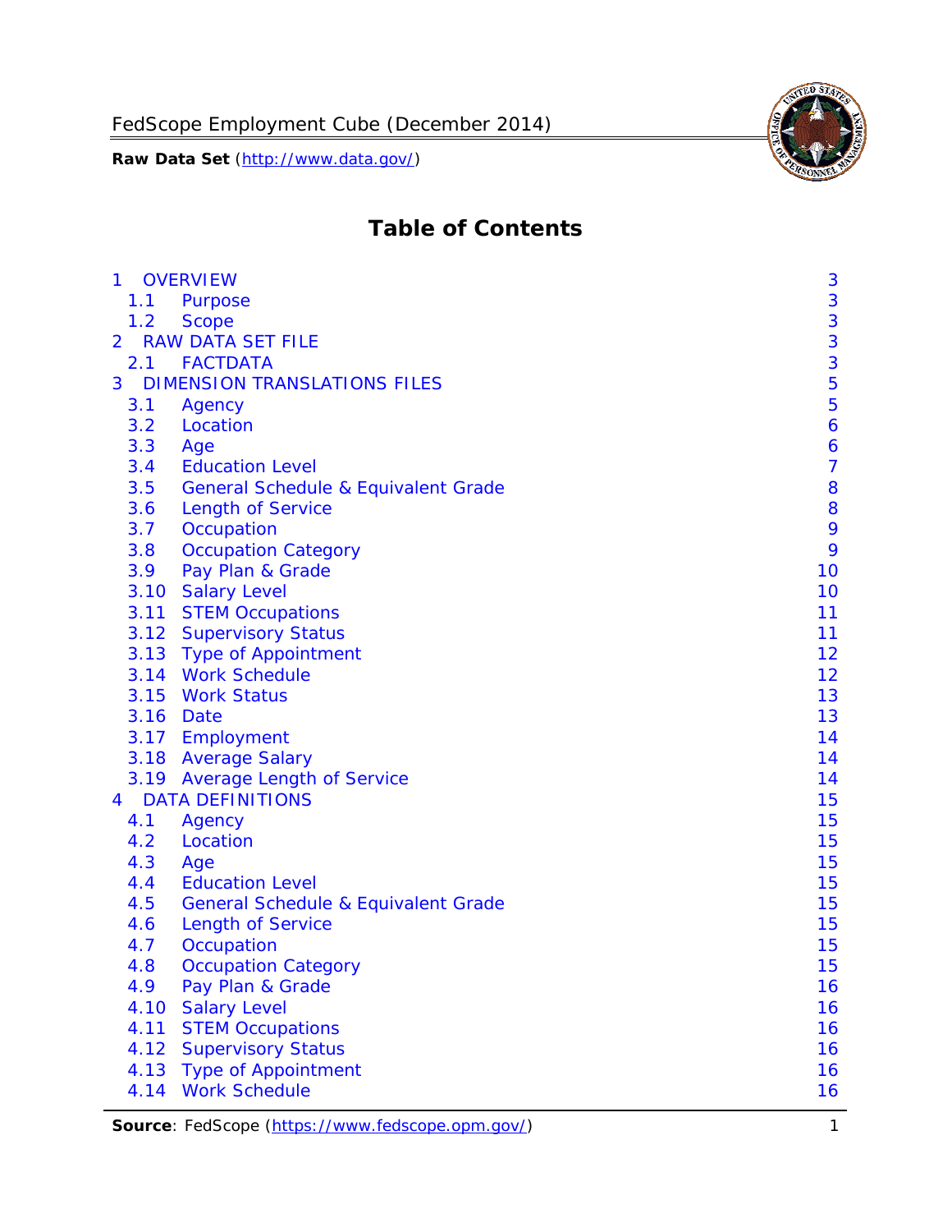# Table of Contents

| | | |
|---|---|---|
| 1 | OVERVIEW | 3 |
| 1.1 | Purpose | 3 |
| 1.2 | Scope | 3 |
| 2 | RAW DATA SET FILE | 3 |
| 2.1 | FACTDATA | 3 |
| 3 | DIMENSION TRANSLATIONS FILES | 5 |
| 3.1 | Agency | 5 |
| 3.2 | Location | 6 |
| 3.3 | Age | 6 |
| 3.4 | Education Level | 7 |
| 3.5 | General Schedule & Equivalent Grade | 8 |
| 3.6 | Length of Service | 8 |
| 3.7 | Occupation | 9 |
| 3.8 | Occupation Category | 9 |
| 3.9 | Pay Plan & Grade | 10 |
| 3.10 | Salary Level | 10 |
| 3.11 | STEM Occupations | 11 |
| 3.12 | Supervisory Status | 11 |
| 3.13 | Type of Appointment | 12 |
| 3.14 | Work Schedule | 12 |
| 3.15 | Work Status | 13 |
| 3.16 | Date | 13 |
| 3.17 | Employment | 14 |
| 3.18 | Average Salary | 14 |
| 3.19 | Average Length of Service | 14 |
| 4 | DATA DEFINITIONS | 15 |
| 4.1 | Agency | 15 |
| 4.2 | Location | 15 |
| 4.3 | Age | 15 |
| 4.4 | Education Level | 15 |
| 4.5 | General Schedule & Equivalent Grade | 15 |
| 4.6 | Length of Service | 15 |
| 4.7 | Occupation | 15 |
| 4.8 | Occupation Category | 15 |
| 4.9 | Pay Plan & Grade | 16 |
| 4.10 | Salary Level | 16 |
| 4.11 | STEM Occupations | 16 |
| 4.12 | Supervisory Status | 16 |
| 4.13 | Type of Appointment | 16 |
| 4.14 | Work Schedule | 16 |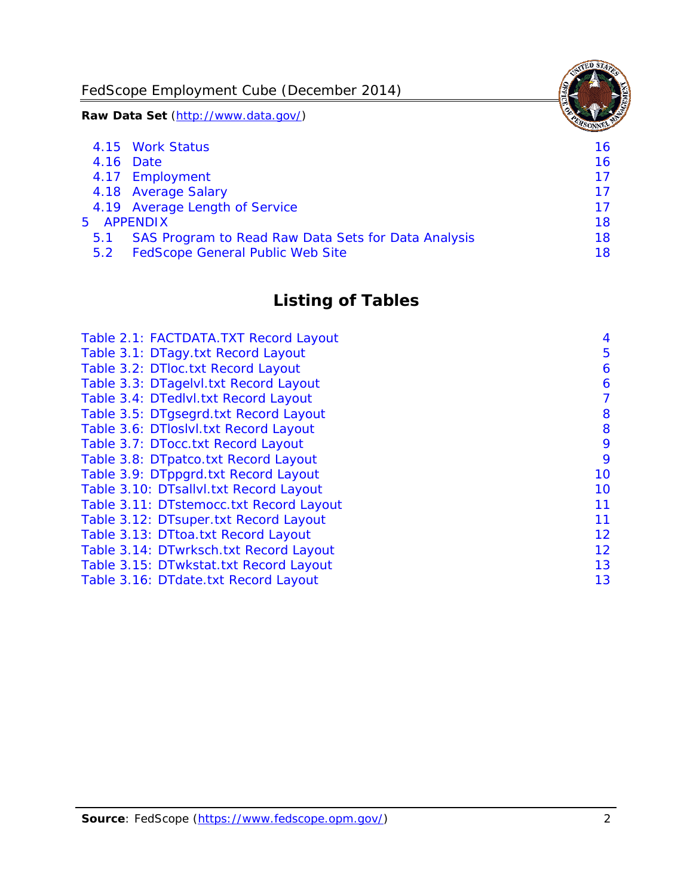4.15 Work Status 16
4.16 Date 16
4.17 Employment 17
4.18 Average Salary 17
4.19 Average Length of Service 17
5 APPENDIX 18
5.1 SAS Program to Read Raw Data Sets for Data Analysis 18
5.2 FedScope General Public Web Site 18

## Listing of Tables

Table 2.1: FACTDATA.TXT Record Layout 4
Table 3.1: DTagy.txt Record Layout 5
Table 3.2: DTloc.txt Record Layout 6
Table 3.3: DTagelvl.txt Record Layout 6
Table 3.4: DTedlvl.txt Record Layout 7
Table 3.5: DTgsegrd.txt Record Layout 8
Table 3.6: DTloslvl.txt Record Layout 8
Table 3.7: DTocc.txt Record Layout 9
Table 3.8: DTpatco.txt Record Layout 9
Table 3.9: DTppgrd.txt Record Layout 10
Table 3.10: DTsallvl.txt Record Layout 10
Table 3.11: DTstemocc.txt Record Layout 11
Table 3.12: DTsuper.txt Record Layout 11
Table 3.13: DTtoa.txt Record Layout 12
Table 3.14: DTwrksch.txt Record Layout 12
Table 3.15: DTwkstat.txt Record Layout 13
Table 3.16: DTdate.txt Record Layout 13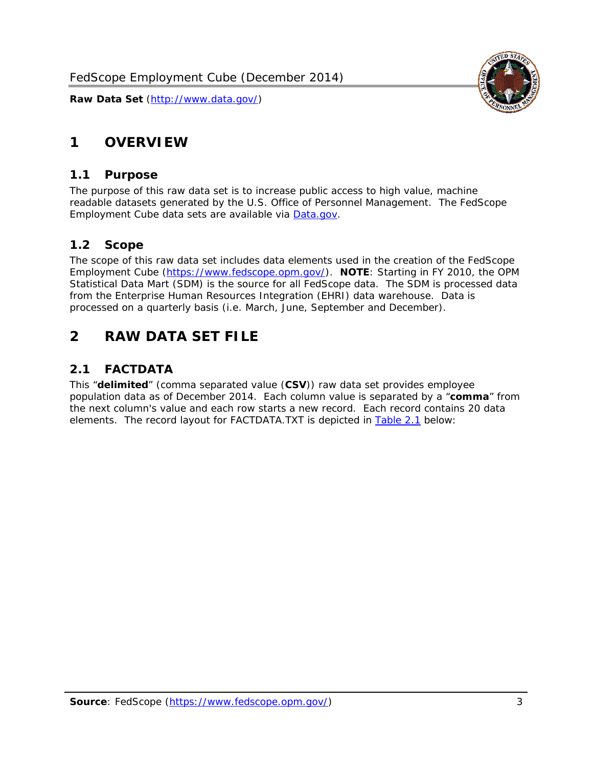# 1 OVERVIEW

## 1.1 Purpose

The purpose of this raw data set is to increase public access to high value, machine readable datasets generated by the U.S. Office of Personnel Management. The FedScope Employment Cube data sets are available via [Data.gov](http://www.data.gov/).

## 1.2 Scope

The scope of this raw data set includes data elements used in the creation of the FedScope Employment Cube ([https://www.fedscope.opm.gov/](https://www.fedscope.opm.gov/)). **NOTE**: Starting in FY 2010, the OPM Statistical Data Mart (SDM) is the source for all FedScope data. The SDM is processed data from the Enterprise Human Resources Integration (EHRI) data warehouse. Data is processed on a quarterly basis (i.e. March, June, September and December).

# 2 RAW DATA SET FILE

## 2.1 FACTDATA

This "**delimited**" (comma separated value (**CSV**)) raw data set provides employee population data as of December 2014. Each column value is separated by a "**comma**" from the next column's value and each row starts a new record. Each record contains 20 data elements. The record layout for FACTDATA.TXT is depicted in Table 2.1 below: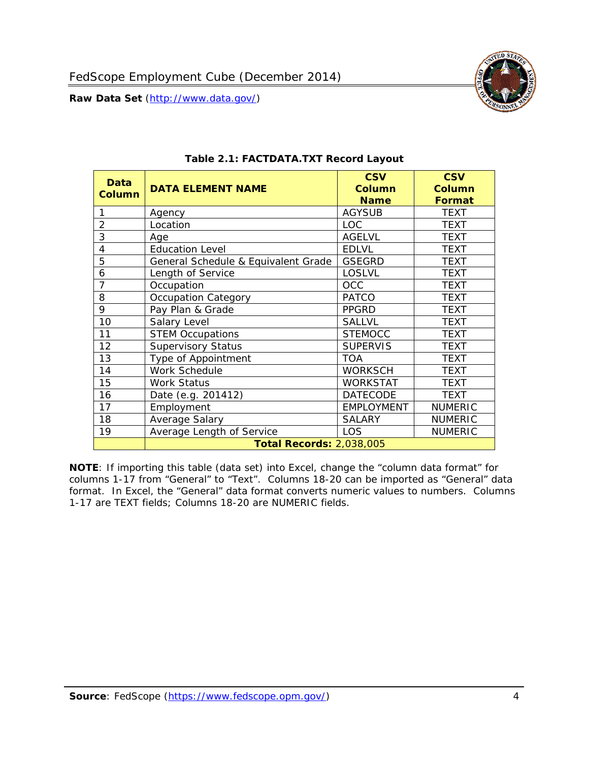**Table 2.1: FACTDATA.TXT Record Layout**

| Data Column | DATA ELEMENT NAME | CSV Column Name | CSV Column Format |
|---|---|---|---|
| 1 | Agency | AGYSUB | TEXT |
| 2 | Location | LOC | TEXT |
| 3 | Age | AGELVL | TEXT |
| 4 | Education Level | EDLVL | TEXT |
| 5 | General Schedule & Equivalent Grade | GSEGRD | TEXT |
| 6 | Length of Service | LOSLVL | TEXT |
| 7 | Occupation | OCC | TEXT |
| 8 | Occupation Category | PATCO | TEXT |
| 9 | Pay Plan & Grade | PPGRD | TEXT |
| 10 | Salary Level | SALLVL | TEXT |
| 11 | STEM Occupations | STEMOCC | TEXT |
| 12 | Supervisory Status | SUPERVIS | TEXT |
| 13 | Type of Appointment | TOA | TEXT |
| 14 | Work Schedule | WORKSCH | TEXT |
| 15 | Work Status | WORKSTAT | TEXT |
| 16 | Date (e.g. 201412) | DATECODE | TEXT |
| 17 | Employment | EMPLOYMENT | NUMERIC |
| 18 | Average Salary | SALARY | NUMERIC |
| 19 | Average Length of Service | LOS | NUMERIC |
| | **Total Records:** 2,038,005 | | |

**NOTE**: If importing this table (data set) into Excel, change the "column data format" for columns 1-17 from "General" to "Text". Columns 18-20 can be imported as "General" data format. In Excel, the "General" data format converts numeric values to numbers. Columns 1-17 are TEXT fields; Columns 18-20 are NUMERIC fields.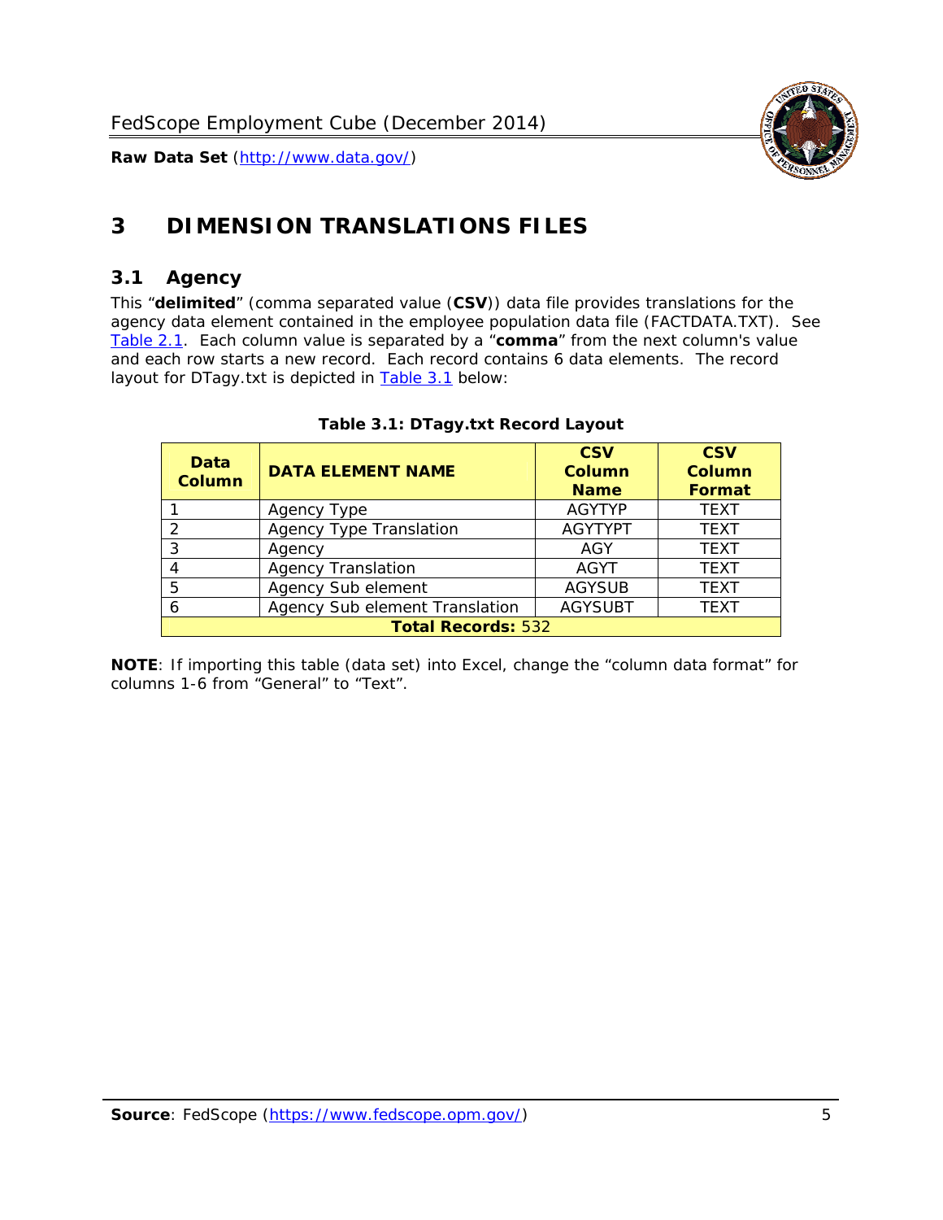# 3 DIMENSION TRANSLATIONS FILES

## 3.1 Agency

This "**delimited**" (comma separated value (**CSV**)) data file provides translations for the agency data element contained in the employee population data file (FACTDATA.TXT). See Table 2.1. Each column value is separated by a "**comma**" from the next column's value and each row starts a new record. Each record contains 6 data elements. The record layout for DTagy.txt is depicted in Table 3.1 below:

**Table 3.1: DTagy.txt Record Layout**

| Data Column | DATA ELEMENT NAME | CSV Column Name | CSV Column Format |
|---|---|---|---|
| 1 | Agency Type | AGYTYP | TEXT |
| 2 | Agency Type Translation | AGYTYPT | TEXT |
| 3 | Agency | AGY | TEXT |
| 4 | Agency Translation | AGYT | TEXT |
| 5 | Agency Sub element | AGYSUB | TEXT |
| 6 | Agency Sub element Translation | AGYSUBT | TEXT |
| **Total Records:** 532 | | | |

**NOTE**: If importing this table (data set) into Excel, change the "column data format" for columns 1-6 from "General" to "Text".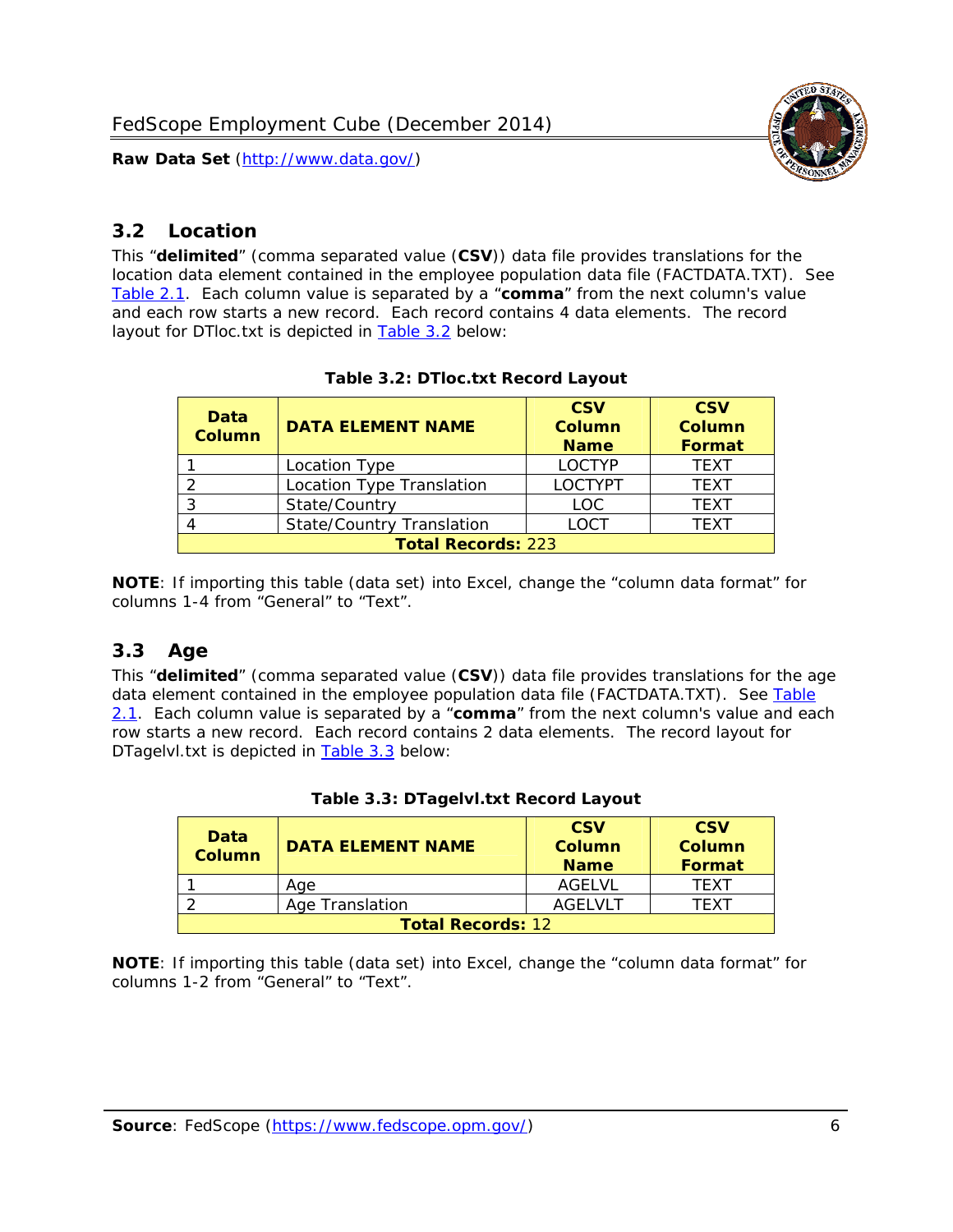## 3.2 Location

This "**delimited**" (comma separated value (**CSV**)) data file provides translations for the location data element contained in the employee population data file (FACTDATA.TXT). See Table 2.1. Each column value is separated by a "**comma**" from the next column's value and each row starts a new record. Each record contains 4 data elements. The record layout for DTloc.txt is depicted in Table 3.2 below:

**Table 3.2: DTloc.txt Record Layout**

| Data Column | DATA ELEMENT NAME | CSV Column Name | CSV Column Format |
|---|---|---|---|
| 1 | Location Type | LOCTYP | TEXT |
| 2 | Location Type Translation | LOCTYPT | TEXT |
| 3 | State/Country | LOC | TEXT |
| 4 | State/Country Translation | LOCT | TEXT |
| **Total Records:** 223 | | | |

**NOTE**: If importing this table (data set) into Excel, change the "column data format" for columns 1-4 from "General" to "Text".

## 3.3 Age

This "**delimited**" (comma separated value (**CSV**)) data file provides translations for the age data element contained in the employee population data file (FACTDATA.TXT). See Table 2.1. Each column value is separated by a "**comma**" from the next column's value and each row starts a new record. Each record contains 2 data elements. The record layout for DTagelvl.txt is depicted in Table 3.3 below:

**Table 3.3: DTagelvl.txt Record Layout**

| Data Column | DATA ELEMENT NAME | CSV Column Name | CSV Column Format |
|---|---|---|---|
| 1 | Age | AGELVL | TEXT |
| 2 | Age Translation | AGELVLT | TEXT |
| **Total Records:** 12 | | | |

**NOTE**: If importing this table (data set) into Excel, change the "column data format" for columns 1-2 from "General" to "Text".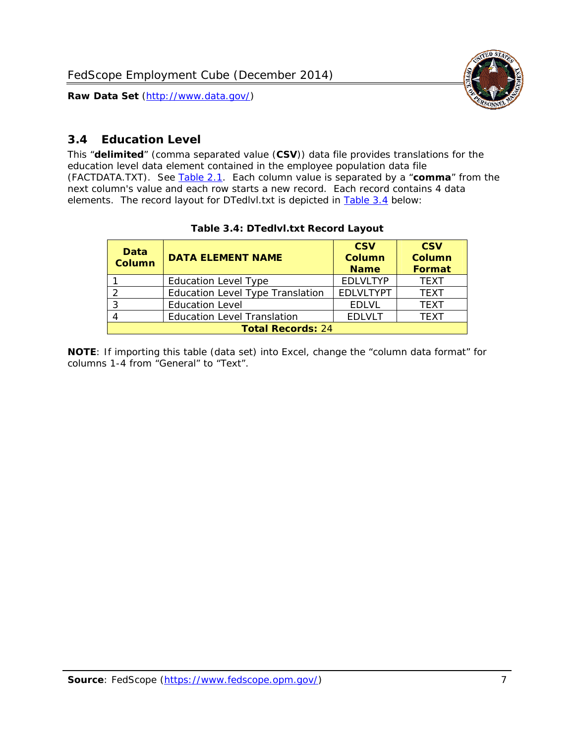## 3.4 Education Level

This “**delimited**” (comma separated value (**CSV**)) data file provides translations for the education level data element contained in the employee population data file (FACTDATA.TXT). See Table 2.1. Each column value is separated by a “**comma**” from the next column's value and each row starts a new record. Each record contains 4 data elements. The record layout for DTedlvl.txt is depicted in Table 3.4 below:

**Table 3.4: DTedlvl.txt Record Layout**

| Data Column | DATA ELEMENT NAME | CSV Column Name | CSV Column Format |
|---|---|---|---|
| 1 | Education Level Type | EDLVLTYP | TEXT |
| 2 | Education Level Type Translation | EDLVLTYPT | TEXT |
| 3 | Education Level | EDLVL | TEXT |
| 4 | Education Level Translation | EDLVLT | TEXT |
| **Total Records:** 24 | | | |

**NOTE**: If importing this table (data set) into Excel, change the “column data format” for columns 1-4 from “General” to “Text”.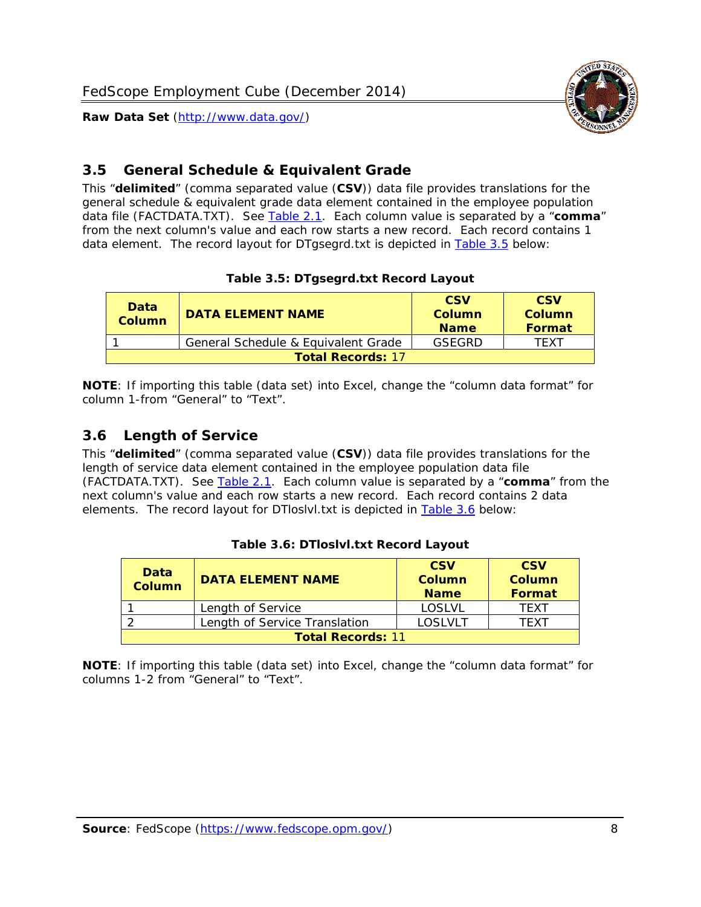## 3.5 General Schedule & Equivalent Grade

This "**delimited**" (comma separated value (**CSV**)) data file provides translations for the general schedule & equivalent grade data element contained in the employee population data file (FACTDATA.TXT). See Table 2.1. Each column value is separated by a "**comma**" from the next column's value and each row starts a new record. Each record contains 1 data element. The record layout for DTgsegrd.txt is depicted in Table 3.5 below:

**Table 3.5: DTgsegrd.txt Record Layout**

| Data Column | DATA ELEMENT NAME | CSV Column Name | CSV Column Format |
|---|---|---|---|
| 1 | General Schedule & Equivalent Grade | GSEGRD | TEXT |
| **Total Records:** 17 | | | |

**NOTE**: If importing this table (data set) into Excel, change the "column data format" for column 1-from "General" to "Text".

## 3.6 Length of Service

This "**delimited**" (comma separated value (**CSV**)) data file provides translations for the length of service data element contained in the employee population data file (FACTDATA.TXT). See Table 2.1. Each column value is separated by a "**comma**" from the next column's value and each row starts a new record. Each record contains 2 data elements. The record layout for DTloslvl.txt is depicted in Table 3.6 below:

**Table 3.6: DTloslvl.txt Record Layout**

| Data Column | DATA ELEMENT NAME | CSV Column Name | CSV Column Format |
|---|---|---|---|
| 1 | Length of Service | LOSLVL | TEXT |
| 2 | Length of Service Translation | LOSLVLT | TEXT |
| **Total Records:** 11 | | | |

**NOTE**: If importing this table (data set) into Excel, change the "column data format" for columns 1-2 from "General" to "Text".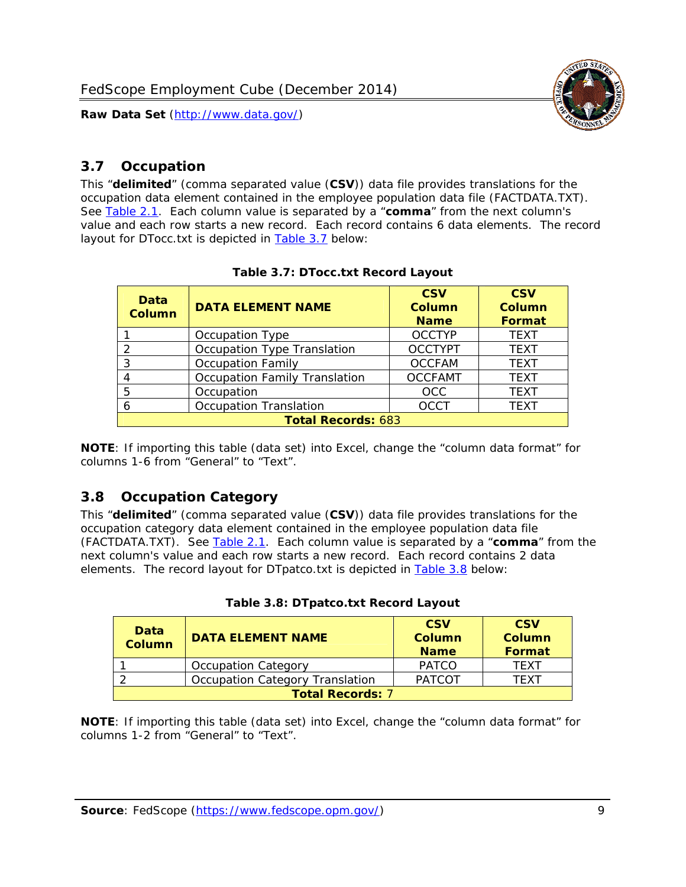## 3.7 Occupation

This "**delimited**" (comma separated value (**CSV**)) data file provides translations for the occupation data element contained in the employee population data file (FACTDATA.TXT). See Table 2.1. Each column value is separated by a "**comma**" from the next column's value and each row starts a new record. Each record contains 6 data elements. The record layout for DTocc.txt is depicted in Table 3.7 below:

**Table 3.7: DTocc.txt Record Layout**

| Data Column | DATA ELEMENT NAME | CSV Column Name | CSV Column Format |
|---|---|---|---|
| 1 | Occupation Type | OCCTYP | TEXT |
| 2 | Occupation Type Translation | OCCTYPT | TEXT |
| 3 | Occupation Family | OCCFAM | TEXT |
| 4 | Occupation Family Translation | OCCFAMT | TEXT |
| 5 | Occupation | OCC | TEXT |
| 6 | Occupation Translation | OCCT | TEXT |
| **Total Records:** 683 | | | |

**NOTE**: If importing this table (data set) into Excel, change the "column data format" for columns 1-6 from "General" to "Text".

## 3.8 Occupation Category

This "**delimited**" (comma separated value (**CSV**)) data file provides translations for the occupation category data element contained in the employee population data file (FACTDATA.TXT). See Table 2.1. Each column value is separated by a "**comma**" from the next column's value and each row starts a new record. Each record contains 2 data elements. The record layout for DTpatco.txt is depicted in Table 3.8 below:

**Table 3.8: DTpatco.txt Record Layout**

| Data Column | DATA ELEMENT NAME | CSV Column Name | CSV Column Format |
|---|---|---|---|
| 1 | Occupation Category | PATCO | TEXT |
| 2 | Occupation Category Translation | PATCOT | TEXT |
| **Total Records:** 7 | | | |

**NOTE**: If importing this table (data set) into Excel, change the "column data format" for columns 1-2 from "General" to "Text".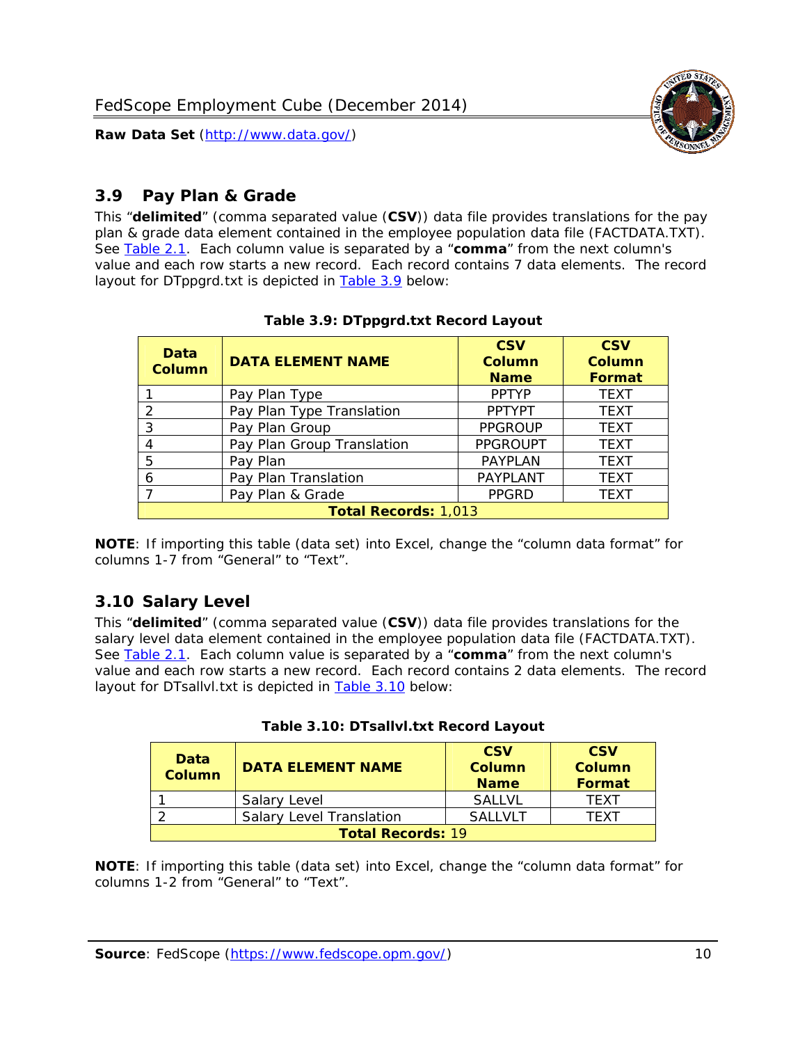## 3.9 Pay Plan & Grade

This "**delimited**" (comma separated value (**CSV**)) data file provides translations for the pay plan & grade data element contained in the employee population data file (FACTDATA.TXT). See Table 2.1. Each column value is separated by a "**comma**" from the next column's value and each row starts a new record. Each record contains 7 data elements. The record layout for DTppgrd.txt is depicted in Table 3.9 below:

**Table 3.9: DTppgrd.txt Record Layout**

| Data Column | DATA ELEMENT NAME | CSV Column Name | CSV Column Format |
|---|---|---|---|
| 1 | Pay Plan Type | PPTYP | TEXT |
| 2 | Pay Plan Type Translation | PPTYPT | TEXT |
| 3 | Pay Plan Group | PPGROUP | TEXT |
| 4 | Pay Plan Group Translation | PPGROUPT | TEXT |
| 5 | Pay Plan | PAYPLAN | TEXT |
| 6 | Pay Plan Translation | PAYPLANT | TEXT |
| 7 | Pay Plan & Grade | PPGRD | TEXT |
| **Total Records:** 1,013 | | | |

**NOTE**: If importing this table (data set) into Excel, change the "column data format" for columns 1-7 from "General" to "Text".

## 3.10 Salary Level

This "**delimited**" (comma separated value (**CSV**)) data file provides translations for the salary level data element contained in the employee population data file (FACTDATA.TXT). See Table 2.1. Each column value is separated by a "**comma**" from the next column's value and each row starts a new record. Each record contains 2 data elements. The record layout for DTsallvl.txt is depicted in Table 3.10 below:

**Table 3.10: DTsallvl.txt Record Layout**

| Data Column | DATA ELEMENT NAME | CSV Column Name | CSV Column Format |
|---|---|---|---|
| 1 | Salary Level | SALLVL | TEXT |
| 2 | Salary Level Translation | SALLVLT | TEXT |
| **Total Records:** 19 | | | |

**NOTE**: If importing this table (data set) into Excel, change the "column data format" for columns 1-2 from "General" to "Text".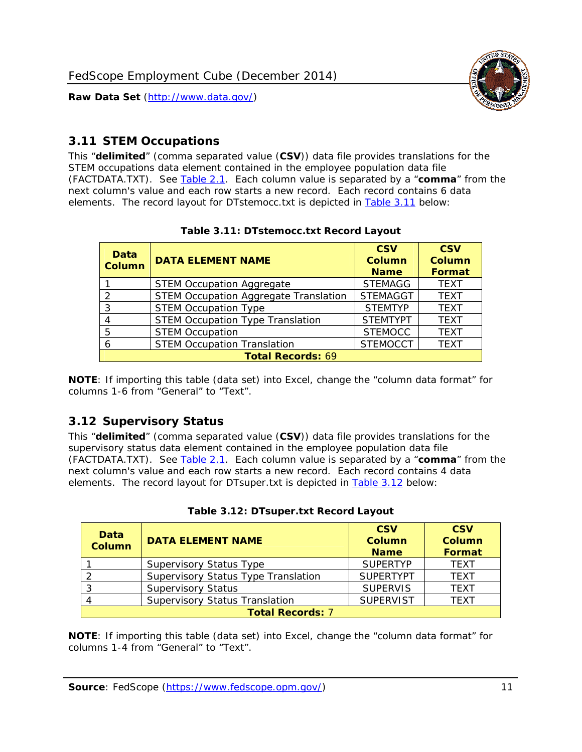## 3.11 STEM Occupations

This “**delimited**” (comma separated value (**CSV**)) data file provides translations for the STEM occupations data element contained in the employee population data file (FACTDATA.TXT). See Table 2.1. Each column value is separated by a “**comma**” from the next column's value and each row starts a new record. Each record contains 6 data elements. The record layout for DTstemocc.txt is depicted in Table 3.11 below:

**Table 3.11: DTstemocc.txt Record Layout**

| Data Column | DATA ELEMENT NAME | CSV Column Name | CSV Column Format |
|---|---|---|---|
| 1 | STEM Occupation Aggregate | STEMAGG | TEXT |
| 2 | STEM Occupation Aggregate Translation | STEMAGGT | TEXT |
| 3 | STEM Occupation Type | STEMTYP | TEXT |
| 4 | STEM Occupation Type Translation | STEMTYPT | TEXT |
| 5 | STEM Occupation | STEMOCC | TEXT |
| 6 | STEM Occupation Translation | STEMOCCT | TEXT |
| **Total Records:** 69 | | | |

**NOTE**: If importing this table (data set) into Excel, change the “column data format” for columns 1-6 from “General” to “Text”.

## 3.12 Supervisory Status

This “**delimited**” (comma separated value (**CSV**)) data file provides translations for the supervisory status data element contained in the employee population data file (FACTDATA.TXT). See Table 2.1. Each column value is separated by a “**comma**” from the next column's value and each row starts a new record. Each record contains 4 data elements. The record layout for DTsuper.txt is depicted in Table 3.12 below:

**Table 3.12: DTsuper.txt Record Layout**

| Data Column | DATA ELEMENT NAME | CSV Column Name | CSV Column Format |
|---|---|---|---|
| 1 | Supervisory Status Type | SUPERTYP | TEXT |
| 2 | Supervisory Status Type Translation | SUPERTYPT | TEXT |
| 3 | Supervisory Status | SUPERVIS | TEXT |
| 4 | Supervisory Status Translation | SUPERVIST | TEXT |
| **Total Records:** 7 | | | |

**NOTE**: If importing this table (data set) into Excel, change the “column data format” for columns 1-4 from “General” to “Text”.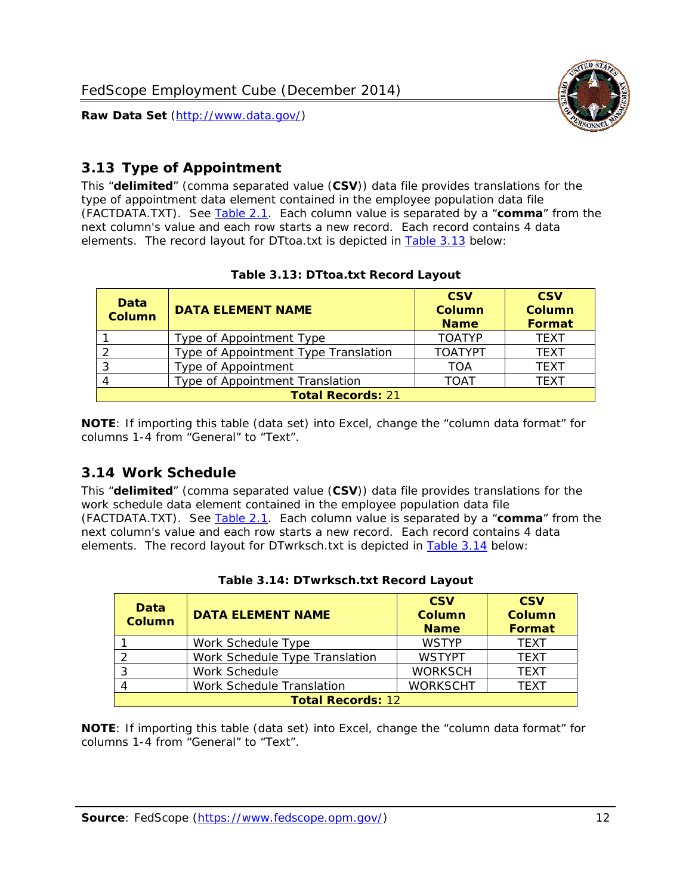## 3.13 Type of Appointment

This "**delimited**" (comma separated value (**CSV**)) data file provides translations for the type of appointment data element contained in the employee population data file (FACTDATA.TXT). See Table 2.1. Each column value is separated by a "**comma**" from the next column's value and each row starts a new record. Each record contains 4 data elements. The record layout for DTtoa.txt is depicted in Table 3.13 below:

**Table 3.13: DTtoa.txt Record Layout**

| Data Column | DATA ELEMENT NAME | CSV Column Name | CSV Column Format |
|---|---|---|---|
| 1 | Type of Appointment Type | TOATYP | TEXT |
| 2 | Type of Appointment Type Translation | TOATYPT | TEXT |
| 3 | Type of Appointment | TOA | TEXT |
| 4 | Type of Appointment Translation | TOAT | TEXT |
| **Total Records:** 21 | | | |

**NOTE**: If importing this table (data set) into Excel, change the "column data format" for columns 1-4 from "General" to "Text".

## 3.14 Work Schedule

This "**delimited**" (comma separated value (**CSV**)) data file provides translations for the work schedule data element contained in the employee population data file (FACTDATA.TXT). See Table 2.1. Each column value is separated by a "**comma**" from the next column's value and each row starts a new record. Each record contains 4 data elements. The record layout for DTwrksch.txt is depicted in Table 3.14 below:

**Table 3.14: DTwrksch.txt Record Layout**

| Data Column | DATA ELEMENT NAME | CSV Column Name | CSV Column Format |
|---|---|---|---|
| 1 | Work Schedule Type | WSTYP | TEXT |
| 2 | Work Schedule Type Translation | WSTYPT | TEXT |
| 3 | Work Schedule | WORKSCH | TEXT |
| 4 | Work Schedule Translation | WORKSCHT | TEXT |
| **Total Records:** 12 | | | |

**NOTE**: If importing this table (data set) into Excel, change the "column data format" for columns 1-4 from "General" to "Text".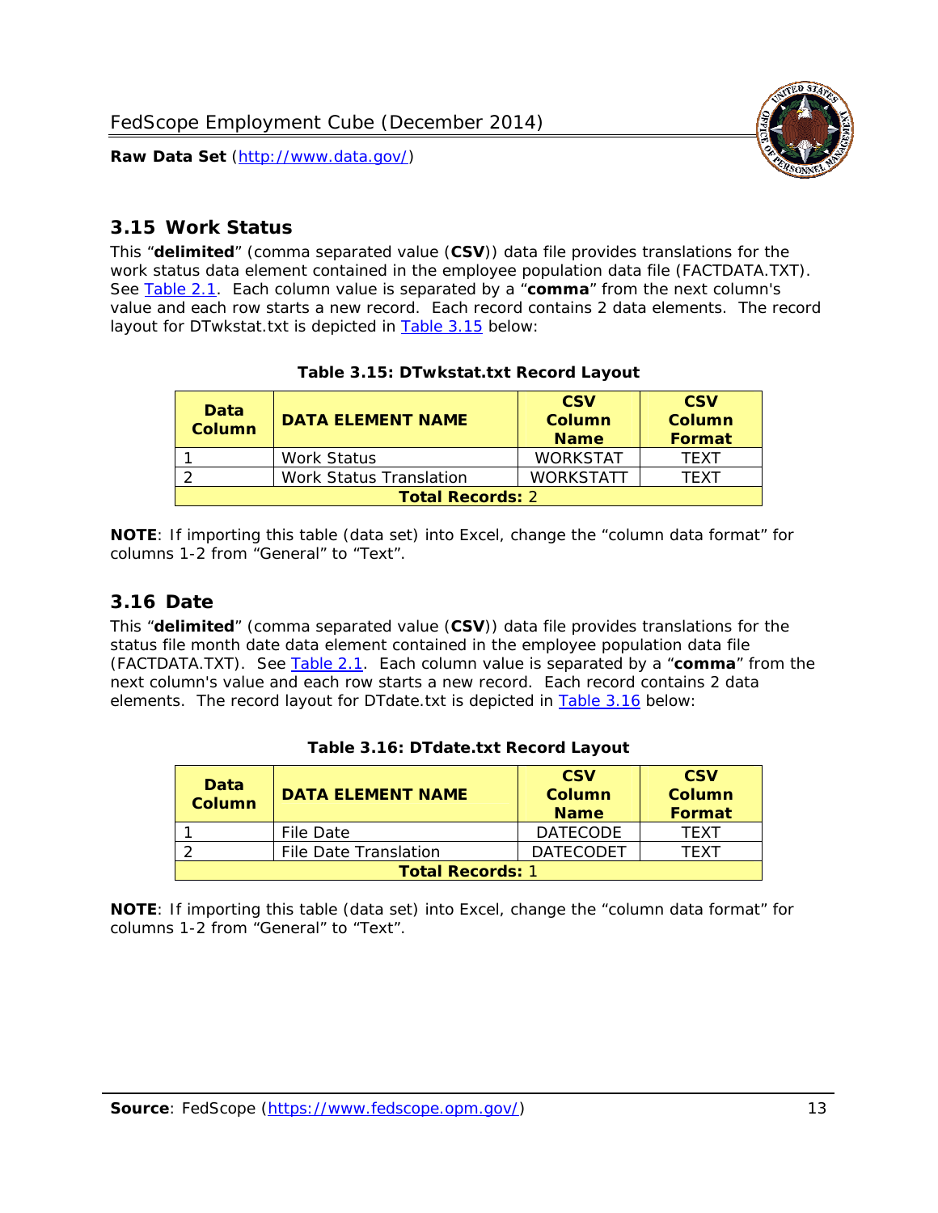## 3.15 Work Status

This "**delimited**" (comma separated value (**CSV**)) data file provides translations for the work status data element contained in the employee population data file (FACTDATA.TXT). See Table 2.1. Each column value is separated by a "**comma**" from the next column's value and each row starts a new record. Each record contains 2 data elements. The record layout for DTwkstat.txt is depicted in Table 3.15 below:

**Table 3.15: DTwkstat.txt Record Layout**

| Data Column | DATA ELEMENT NAME | CSV Column Name | CSV Column Format |
|---|---|---|---|
| 1 | Work Status | WORKSTAT | TEXT |
| 2 | Work Status Translation | WORKSTATT | TEXT |
| **Total Records:** 2 | | | |

**NOTE**: If importing this table (data set) into Excel, change the "column data format" for columns 1-2 from "General" to "Text".

## 3.16 Date

This "**delimited**" (comma separated value (**CSV**)) data file provides translations for the status file month date data element contained in the employee population data file (FACTDATA.TXT). See Table 2.1. Each column value is separated by a "**comma**" from the next column's value and each row starts a new record. Each record contains 2 data elements. The record layout for DTdate.txt is depicted in Table 3.16 below:

**Table 3.16: DTdate.txt Record Layout**

| Data Column | DATA ELEMENT NAME | CSV Column Name | CSV Column Format |
|---|---|---|---|
| 1 | File Date | DATECODE | TEXT |
| 2 | File Date Translation | DATECODET | TEXT |
| **Total Records:** 1 | | | |

**NOTE**: If importing this table (data set) into Excel, change the "column data format" for columns 1-2 from "General" to "Text".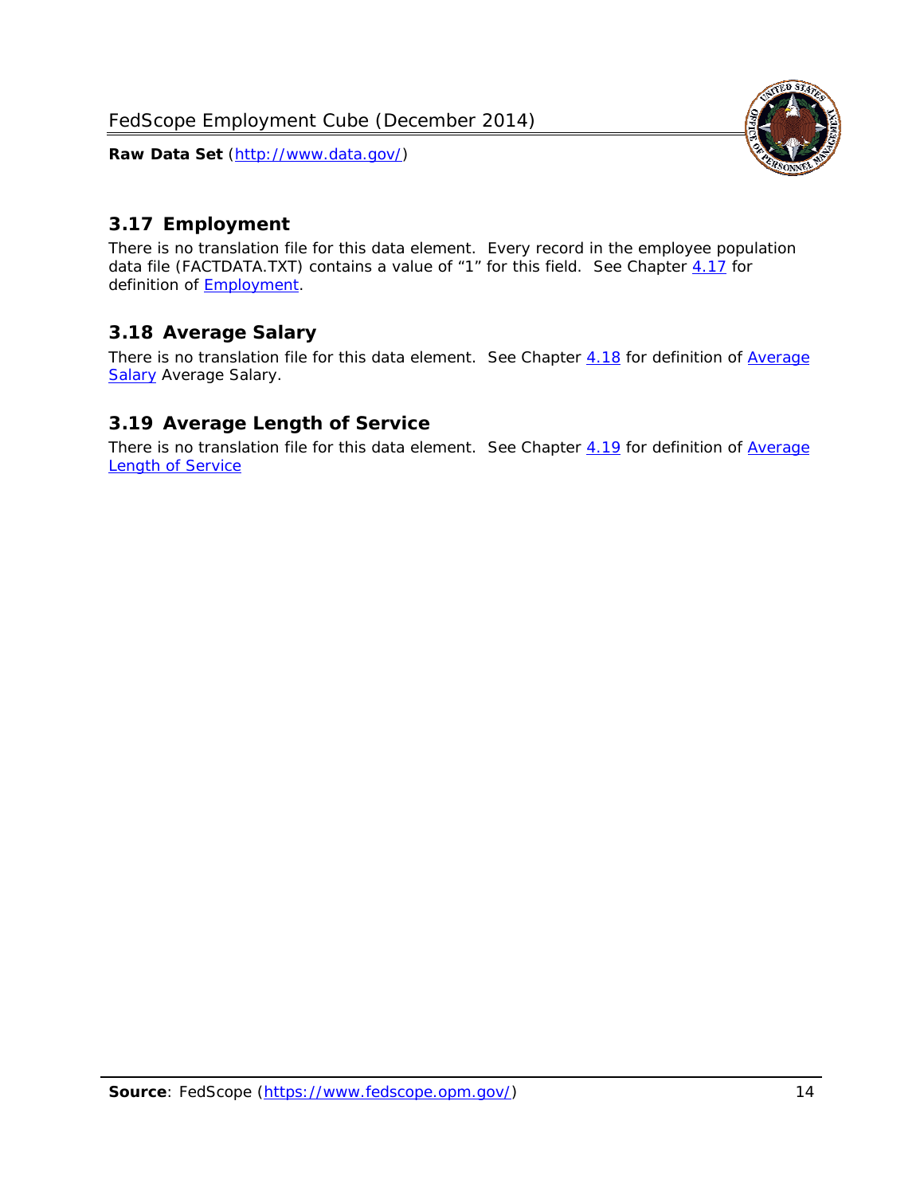## 3.17 Employment

There is no translation file for this data element. Every record in the employee population data file (FACTDATA.TXT) contains a value of "1" for this field. See Chapter 4.17 for definition of Employment.

## 3.18 Average Salary

There is no translation file for this data element. See Chapter 4.18 for definition of Average Salary Average Salary.

## 3.19 Average Length of Service

There is no translation file for this data element. See Chapter 4.19 for definition of Average Length of Service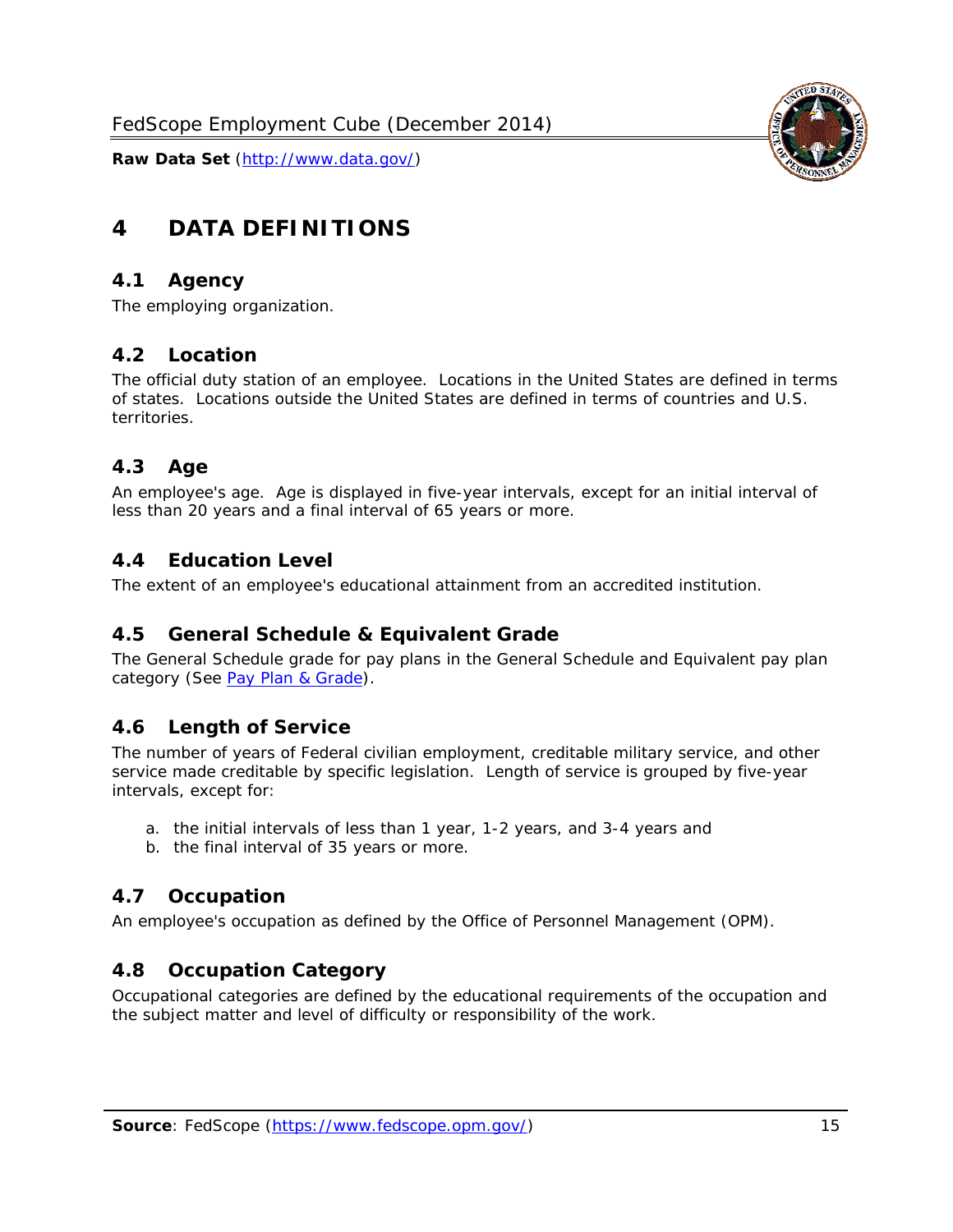# 4 DATA DEFINITIONS

## 4.1 Agency

The employing organization.

## 4.2 Location

The official duty station of an employee. Locations in the United States are defined in terms of states. Locations outside the United States are defined in terms of countries and U.S. territories.

## 4.3 Age

An employee's age. Age is displayed in five-year intervals, except for an initial interval of less than 20 years and a final interval of 65 years or more.

## 4.4 Education Level

The extent of an employee's educational attainment from an accredited institution.

## 4.5 General Schedule & Equivalent Grade

The General Schedule grade for pay plans in the General Schedule and Equivalent pay plan category (See Pay Plan & Grade).

## 4.6 Length of Service

The number of years of Federal civilian employment, creditable military service, and other service made creditable by specific legislation. Length of service is grouped by five-year intervals, except for:

a. the initial intervals of less than 1 year, 1-2 years, and 3-4 years and
b. the final interval of 35 years or more.

## 4.7 Occupation

An employee's occupation as defined by the Office of Personnel Management (OPM).

## 4.8 Occupation Category

Occupational categories are defined by the educational requirements of the occupation and the subject matter and level of difficulty or responsibility of the work.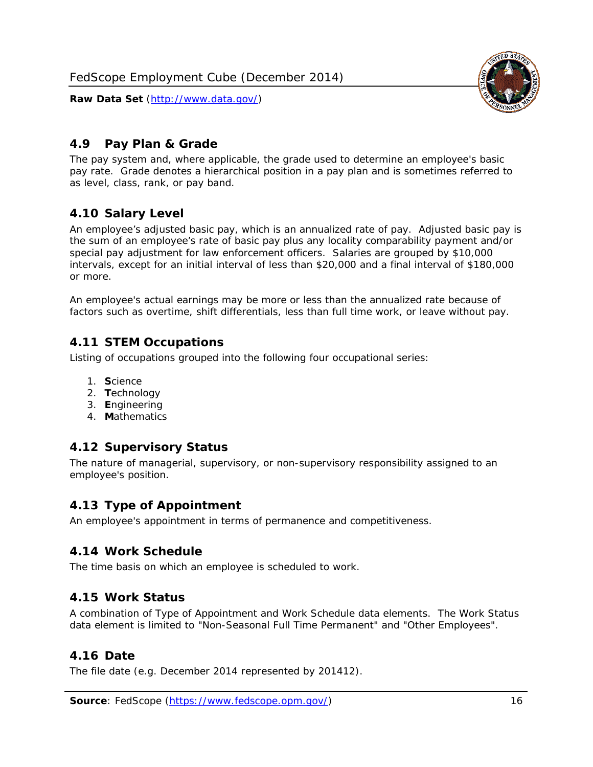## 4.9 Pay Plan & Grade

The pay system and, where applicable, the grade used to determine an employee's basic pay rate. Grade denotes a hierarchical position in a pay plan and is sometimes referred to as level, class, rank, or pay band.

## 4.10 Salary Level

An employee's adjusted basic pay, which is an annualized rate of pay. Adjusted basic pay is the sum of an employee's rate of basic pay plus any locality comparability payment and/or special pay adjustment for law enforcement officers. Salaries are grouped by $10,000 intervals, except for an initial interval of less than $20,000 and a final interval of $180,000 or more.

An employee's actual earnings may be more or less than the annualized rate because of factors such as overtime, shift differentials, less than full time work, or leave without pay.

## 4.11 STEM Occupations

Listing of occupations grouped into the following four occupational series:

1. **S**cience
2. **T**echnology
3. **E**ngineering
4. **M**athematics

## 4.12 Supervisory Status

The nature of managerial, supervisory, or non-supervisory responsibility assigned to an employee's position.

## 4.13 Type of Appointment

An employee's appointment in terms of permanence and competitiveness.

## 4.14 Work Schedule

The time basis on which an employee is scheduled to work.

## 4.15 Work Status

A combination of Type of Appointment and Work Schedule data elements. The Work Status data element is limited to "Non-Seasonal Full Time Permanent" and "Other Employees".

## 4.16 Date

The file date (e.g. December 2014 represented by 201412).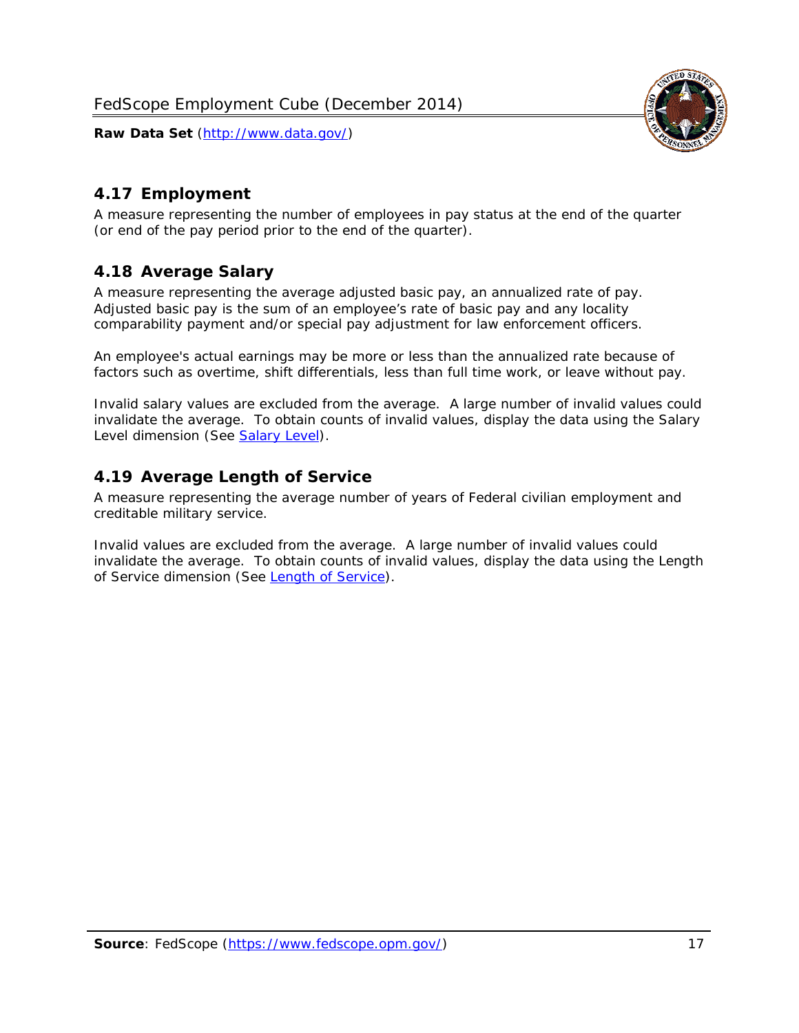## 4.17 Employment

A measure representing the number of employees in pay status at the end of the quarter (or end of the pay period prior to the end of the quarter).

## 4.18 Average Salary

A measure representing the average adjusted basic pay, an annualized rate of pay. Adjusted basic pay is the sum of an employee's rate of basic pay and any locality comparability payment and/or special pay adjustment for law enforcement officers.

An employee's actual earnings may be more or less than the annualized rate because of factors such as overtime, shift differentials, less than full time work, or leave without pay.

Invalid salary values are excluded from the average. A large number of invalid values could invalidate the average. To obtain counts of invalid values, display the data using the Salary Level dimension (See Salary Level).

## 4.19 Average Length of Service

A measure representing the average number of years of Federal civilian employment and creditable military service.

Invalid values are excluded from the average. A large number of invalid values could invalidate the average. To obtain counts of invalid values, display the data using the Length of Service dimension (See Length of Service).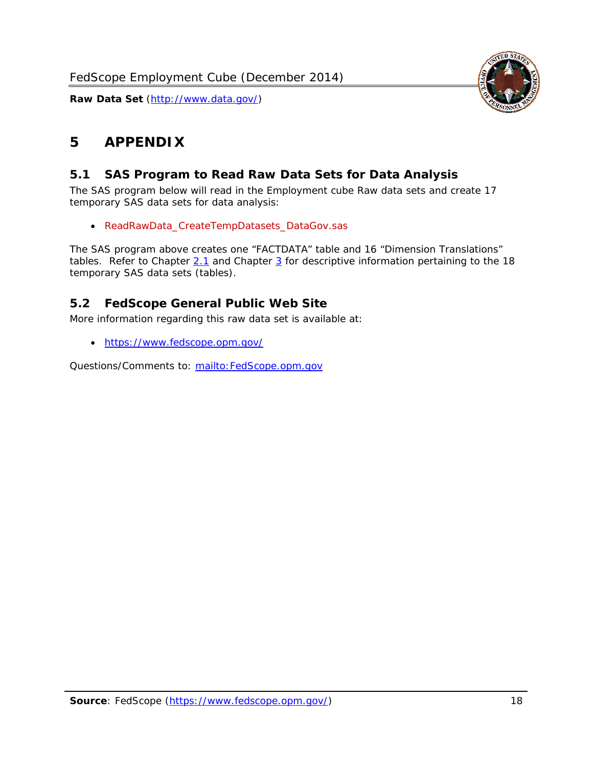# 5 APPENDIX

## 5.1 SAS Program to Read Raw Data Sets for Data Analysis

The SAS program below will read in the Employment cube Raw data sets and create 17 temporary SAS data sets for data analysis:

- ReadRawData_CreateTempDatasets_DataGov.sas

The SAS program above creates one “FACTDATA” table and 16 “Dimension Translations” tables. Refer to Chapter 2.1 and Chapter 3 for descriptive information pertaining to the 18 temporary SAS data sets (tables).

## 5.2 FedScope General Public Web Site

More information regarding this raw data set is available at:

- [https://www.fedscope.opm.gov/](https://www.fedscope.opm.gov/)

Questions/Comments to: [mailto:FedScope.opm.gov](mailto:FedScope.opm.gov)